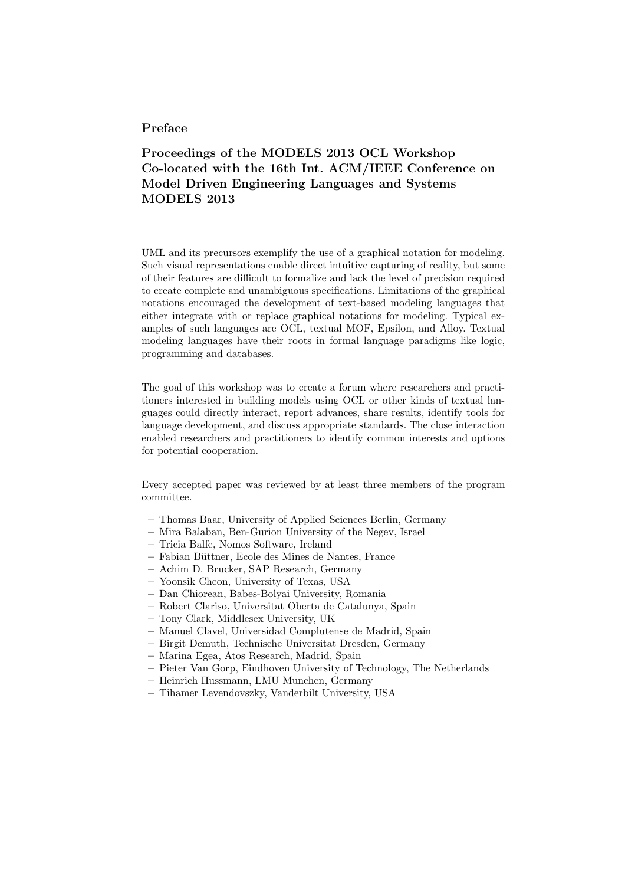## Preface

## Proceedings of the MODELS 2013 OCL Workshop Co-located with the 16th Int. ACM/IEEE Conference on Model Driven Engineering Languages and Systems MODELS 2013

UML and its precursors exemplify the use of a graphical notation for modeling. Such visual representations enable direct intuitive capturing of reality, but some of their features are difficult to formalize and lack the level of precision required to create complete and unambiguous specifications. Limitations of the graphical notations encouraged the development of text-based modeling languages that either integrate with or replace graphical notations for modeling. Typical examples of such languages are OCL, textual MOF, Epsilon, and Alloy. Textual modeling languages have their roots in formal language paradigms like logic, programming and databases.

The goal of this workshop was to create a forum where researchers and practitioners interested in building models using OCL or other kinds of textual languages could directly interact, report advances, share results, identify tools for language development, and discuss appropriate standards. The close interaction enabled researchers and practitioners to identify common interests and options for potential cooperation.

Every accepted paper was reviewed by at least three members of the program committee.

- Thomas Baar, University of Applied Sciences Berlin, Germany
- Mira Balaban, Ben-Gurion University of the Negev, Israel
- Tricia Balfe, Nomos Software, Ireland
- Fabian Büttner, Ecole des Mines de Nantes, France
- Achim D. Brucker, SAP Research, Germany
- Yoonsik Cheon, University of Texas, USA
- Dan Chiorean, Babes-Bolyai University, Romania
- Robert Clariso, Universitat Oberta de Catalunya, Spain
- Tony Clark, Middlesex University, UK
- Manuel Clavel, Universidad Complutense de Madrid, Spain
- Birgit Demuth, Technische Universitat Dresden, Germany
- Marina Egea, Atos Research, Madrid, Spain
- Pieter Van Gorp, Eindhoven University of Technology, The Netherlands
- Heinrich Hussmann, LMU Munchen, Germany
- Tihamer Levendovszky, Vanderbilt University, USA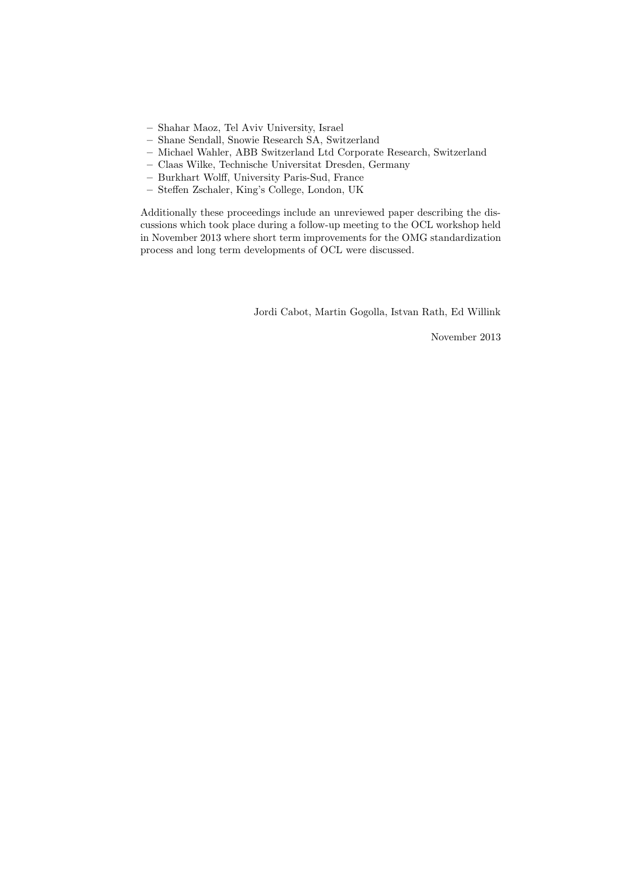- Shahar Maoz, Tel Aviv University, Israel
- Shane Sendall, Snowie Research SA, Switzerland
- Michael Wahler, ABB Switzerland Ltd Corporate Research, Switzerland
- Claas Wilke, Technische Universitat Dresden, Germany
- Burkhart Wolff, University Paris-Sud, France
- Steffen Zschaler, King's College, London, UK

Additionally these proceedings include an unreviewed paper describing the discussions which took place during a follow-up meeting to the OCL workshop held in November 2013 where short term improvements for the OMG standardization process and long term developments of OCL were discussed.

Jordi Cabot, Martin Gogolla, Istvan Rath, Ed Willink

November 2013